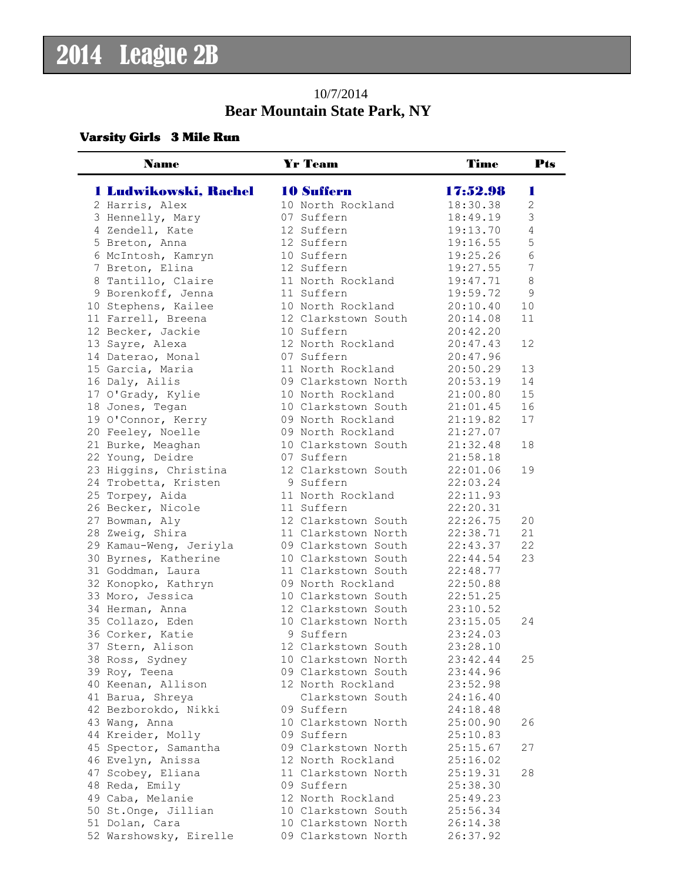# 2014 League 2B

10/7/2014

**Bear Mountain State Park, NY**

### Varsity Girls 3 Mile Run

| | Name | Yr | Team | Time | Pts |
|---|---|---|---|---|---|
| **1** | **Ludwikowski, Rachel** | **10** | **Suffern** | **17:52.98** | **1** |
| 2 | Harris, Alex | 10 | North Rockland | 18:30.38 | 2 |
| 3 | Hennelly, Mary | 07 | Suffern | 18:49.19 | 3 |
| 4 | Zendell, Kate | 12 | Suffern | 19:13.70 | 4 |
| 5 | Breton, Anna | 12 | Suffern | 19:16.55 | 5 |
| 6 | McIntosh, Kamryn | 10 | Suffern | 19:25.26 | 6 |
| 7 | Breton, Elina | 12 | Suffern | 19:27.55 | 7 |
| 8 | Tantillo, Claire | 11 | North Rockland | 19:47.71 | 8 |
| 9 | Borenkoff, Jenna | 11 | Suffern | 19:59.72 | 9 |
| 10 | Stephens, Kailee | 10 | North Rockland | 20:10.40 | 10 |
| 11 | Farrell, Breena | 12 | Clarkstown South | 20:14.08 | 11 |
| 12 | Becker, Jackie | 10 | Suffern | 20:42.20 | |
| 13 | Sayre, Alexa | 12 | North Rockland | 20:47.43 | 12 |
| 14 | Daterao, Monal | 07 | Suffern | 20:47.96 | |
| 15 | Garcia, Maria | 11 | North Rockland | 20:50.29 | 13 |
| 16 | Daly, Ailis | 09 | Clarkstown North | 20:53.19 | 14 |
| 17 | O'Grady, Kylie | 10 | North Rockland | 21:00.80 | 15 |
| 18 | Jones, Tegan | 10 | Clarkstown South | 21:01.45 | 16 |
| 19 | O'Connor, Kerry | 09 | North Rockland | 21:19.82 | 17 |
| 20 | Feeley, Noelle | 09 | North Rockland | 21:27.07 | |
| 21 | Burke, Meaghan | 10 | Clarkstown South | 21:32.48 | 18 |
| 22 | Young, Deidre | 07 | Suffern | 21:58.18 | |
| 23 | Higgins, Christina | 12 | Clarkstown South | 22:01.06 | 19 |
| 24 | Trobetta, Kristen | 9 | Suffern | 22:03.24 | |
| 25 | Torpey, Aida | 11 | North Rockland | 22:11.93 | |
| 26 | Becker, Nicole | 11 | Suffern | 22:20.31 | |
| 27 | Bowman, Aly | 12 | Clarkstown South | 22:26.75 | 20 |
| 28 | Zweig, Shira | 11 | Clarkstown North | 22:38.71 | 21 |
| 29 | Kamau-Weng, Jeriyla | 09 | Clarkstown South | 22:43.37 | 22 |
| 30 | Byrnes, Katherine | 10 | Clarkstown South | 22:44.54 | 23 |
| 31 | Goddman, Laura | 11 | Clarkstown South | 22:48.77 | |
| 32 | Konopko, Kathryn | 09 | North Rockland | 22:50.88 | |
| 33 | Moro, Jessica | 10 | Clarkstown South | 22:51.25 | |
| 34 | Herman, Anna | 12 | Clarkstown South | 23:10.52 | |
| 35 | Collazo, Eden | 10 | Clarkstown North | 23:15.05 | 24 |
| 36 | Corker, Katie | 9 | Suffern | 23:24.03 | |
| 37 | Stern, Alison | 12 | Clarkstown South | 23:28.10 | |
| 38 | Ross, Sydney | 10 | Clarkstown North | 23:42.44 | 25 |
| 39 | Roy, Teena | 09 | Clarkstown South | 23:44.96 | |
| 40 | Keenan, Allison | 12 | North Rockland | 23:52.98 | |
| 41 | Barua, Shreya | | Clarkstown South | 24:16.40 | |
| 42 | Bezborokdo, Nikki | 09 | Suffern | 24:18.48 | |
| 43 | Wang, Anna | 10 | Clarkstown North | 25:00.90 | 26 |
| 44 | Kreider, Molly | 09 | Suffern | 25:10.83 | |
| 45 | Spector, Samantha | 09 | Clarkstown North | 25:15.67 | 27 |
| 46 | Evelyn, Anissa | 12 | North Rockland | 25:16.02 | |
| 47 | Scobey, Eliana | 11 | Clarkstown North | 25:19.31 | 28 |
| 48 | Reda, Emily | 09 | Suffern | 25:38.30 | |
| 49 | Caba, Melanie | 12 | North Rockland | 25:49.23 | |
| 50 | St.Onge, Jillian | 10 | Clarkstown South | 25:56.34 | |
| 51 | Dolan, Cara | 10 | Clarkstown North | 26:14.38 | |
| 52 | Warshowsky, Eirelle | 09 | Clarkstown North | 26:37.92 | |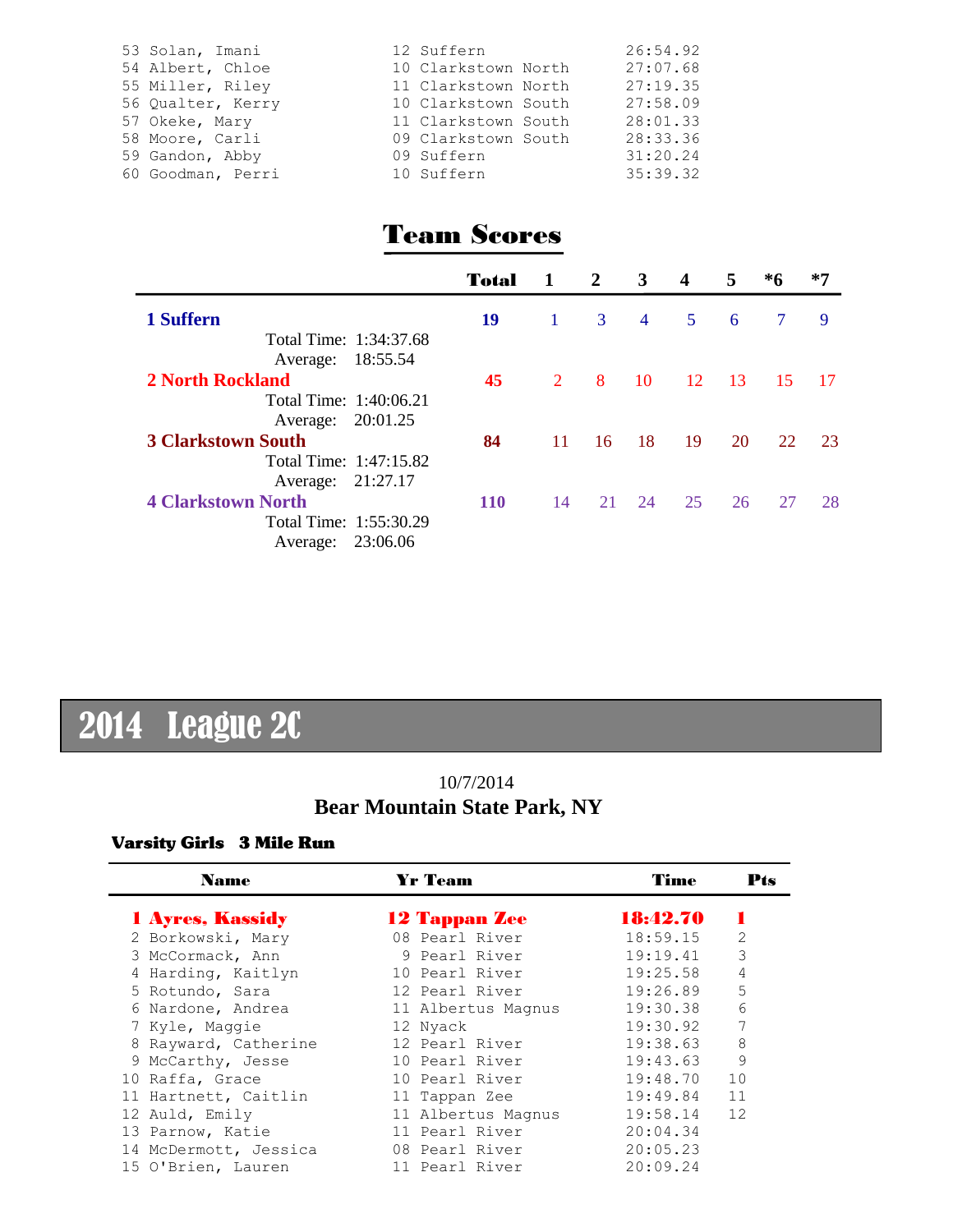| Place | Name | Yr | Team | Time |
|---|---|---|---|---|
| 53 | Solan, Imani | 12 | Suffern | 26:54.92 |
| 54 | Albert, Chloe | 10 | Clarkstown North | 27:07.68 |
| 55 | Miller, Riley | 11 | Clarkstown North | 27:19.35 |
| 56 | Qualter, Kerry | 10 | Clarkstown South | 27:58.09 |
| 57 | Okeke, Mary | 11 | Clarkstown South | 28:01.33 |
| 58 | Moore, Carli | 09 | Clarkstown South | 28:33.36 |
| 59 | Gandon, Abby | 09 | Suffern | 31:20.24 |
| 60 | Goodman, Perri | 10 | Suffern | 35:39.32 |

## Team Scores

| Team | Total | 1 | 2 | 3 | 4 | 5 | *6 | *7 |
|---|---|---|---|---|---|---|---|---|
| **1 Suffern** | **19** | 1 | 3 | 4 | 5 | 6 | 7 | 9 |
| Total Time: 1:34:37.68 | | | | | | | | |
| Average: 18:55.54 | | | | | | | | |
| **2 North Rockland** | **45** | 2 | 8 | 10 | 12 | 13 | 15 | 17 |
| Total Time: 1:40:06.21 | | | | | | | | |
| Average: 20:01.25 | | | | | | | | |
| **3 Clarkstown South** | **84** | 11 | 16 | 18 | 19 | 20 | 22 | 23 |
| Total Time: 1:47:15.82 | | | | | | | | |
| Average: 21:27.17 | | | | | | | | |
| **4 Clarkstown North** | **110** | 14 | 21 | 24 | 25 | 26 | 27 | 28 |
| Total Time: 1:55:30.29 | | | | | | | | |
| Average: 23:06.06 | | | | | | | | |

# 2014 League 2C

10/7/2014

**Bear Mountain State Park, NY**

**Varsity Girls 3 Mile Run**

| Place | Name | Yr | Team | Time | Pts |
|---|---|---|---|---|---|
| **1** | **Ayres, Kassidy** | **12** | **Tappan Zee** | **18:42.70** | **1** |
| 2 | Borkowski, Mary | 08 | Pearl River | 18:59.15 | 2 |
| 3 | McCormack, Ann | 9 | Pearl River | 19:19.41 | 3 |
| 4 | Harding, Kaitlyn | 10 | Pearl River | 19:25.58 | 4 |
| 5 | Rotundo, Sara | 12 | Pearl River | 19:26.89 | 5 |
| 6 | Nardone, Andrea | 11 | Albertus Magnus | 19:30.38 | 6 |
| 7 | Kyle, Maggie | 12 | Nyack | 19:30.92 | 7 |
| 8 | Rayward, Catherine | 12 | Pearl River | 19:38.63 | 8 |
| 9 | McCarthy, Jesse | 10 | Pearl River | 19:43.63 | 9 |
| 10 | Raffa, Grace | 10 | Pearl River | 19:48.70 | 10 |
| 11 | Hartnett, Caitlin | 11 | Tappan Zee | 19:49.84 | 11 |
| 12 | Auld, Emily | 11 | Albertus Magnus | 19:58.14 | 12 |
| 13 | Parnow, Katie | 11 | Pearl River | 20:04.34 | |
| 14 | McDermott, Jessica | 08 | Pearl River | 20:05.23 | |
| 15 | O'Brien, Lauren | 11 | Pearl River | 20:09.24 | |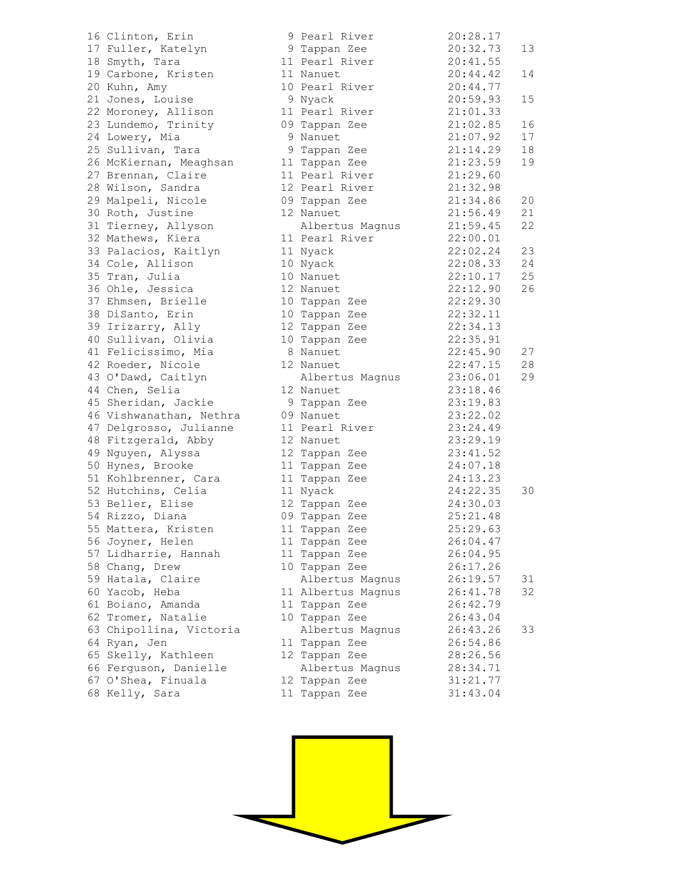| Place | Name | Yr | School | Time | Score |
|---|---|---|---|---|---|
| 16 | Clinton, Erin | 9 | Pearl River | 20:28.17 | |
| 17 | Fuller, Katelyn | 9 | Tappan Zee | 20:32.73 | 13 |
| 18 | Smyth, Tara | 11 | Pearl River | 20:41.55 | |
| 19 | Carbone, Kristen | 11 | Nanuet | 20:44.42 | 14 |
| 20 | Kuhn, Amy | 10 | Pearl River | 20:44.77 | |
| 21 | Jones, Louise | 9 | Nyack | 20:59.93 | 15 |
| 22 | Moroney, Allison | 11 | Pearl River | 21:01.33 | |
| 23 | Lundemo, Trinity | 09 | Tappan Zee | 21:02.85 | 16 |
| 24 | Lowery, Mia | 9 | Nanuet | 21:07.92 | 17 |
| 25 | Sullivan, Tara | 9 | Tappan Zee | 21:14.29 | 18 |
| 26 | McKiernan, Meaghsan | 11 | Tappan Zee | 21:23.59 | 19 |
| 27 | Brennan, Claire | 11 | Pearl River | 21:29.60 | |
| 28 | Wilson, Sandra | 12 | Pearl River | 21:32.98 | |
| 29 | Malpeli, Nicole | 09 | Tappan Zee | 21:34.86 | 20 |
| 30 | Roth, Justine | 12 | Nanuet | 21:56.49 | 21 |
| 31 | Tierney, Allyson | | Albertus Magnus | 21:59.45 | 22 |
| 32 | Mathews, Kiera | 11 | Pearl River | 22:00.01 | |
| 33 | Palacios, Kaitlyn | 11 | Nyack | 22:02.24 | 23 |
| 34 | Cole, Allison | 10 | Nyack | 22:08.33 | 24 |
| 35 | Tran, Julia | 10 | Nanuet | 22:10.17 | 25 |
| 36 | Ohle, Jessica | 12 | Nanuet | 22:12.90 | 26 |
| 37 | Ehmsen, Brielle | 10 | Tappan Zee | 22:29.30 | |
| 38 | DiSanto, Erin | 10 | Tappan Zee | 22:32.11 | |
| 39 | Irizarry, Ally | 12 | Tappan Zee | 22:34.13 | |
| 40 | Sullivan, Olivia | 10 | Tappan Zee | 22:35.91 | |
| 41 | Felicissimo, Mia | 8 | Nanuet | 22:45.90 | 27 |
| 42 | Roeder, Nicole | 12 | Nanuet | 22:47.15 | 28 |
| 43 | O'Dawd, Caitlyn | | Albertus Magnus | 23:06.01 | 29 |
| 44 | Chen, Selia | 12 | Nanuet | 23:18.46 | |
| 45 | Sheridan, Jackie | 9 | Tappan Zee | 23:19.83 | |
| 46 | Vishwanathan, Nethra | 09 | Nanuet | 23:22.02 | |
| 47 | Delgrosso, Julianne | 11 | Pearl River | 23:24.49 | |
| 48 | Fitzgerald, Abby | 12 | Nanuet | 23:29.19 | |
| 49 | Nguyen, Alyssa | 12 | Tappan Zee | 23:41.52 | |
| 50 | Hynes, Brooke | 11 | Tappan Zee | 24:07.18 | |
| 51 | Kohlbrenner, Cara | 11 | Tappan Zee | 24:13.23 | |
| 52 | Hutchins, Celia | 11 | Nyack | 24:22.35 | 30 |
| 53 | Beller, Elise | 12 | Tappan Zee | 24:30.03 | |
| 54 | Rizzo, Diana | 09 | Tappan Zee | 25:21.48 | |
| 55 | Mattera, Kristen | 11 | Tappan Zee | 25:29.63 | |
| 56 | Joyner, Helen | 11 | Tappan Zee | 26:04.47 | |
| 57 | Lidharrie, Hannah | 11 | Tappan Zee | 26:04.95 | |
| 58 | Chang, Drew | 10 | Tappan Zee | 26:17.26 | |
| 59 | Hatala, Claire | | Albertus Magnus | 26:19.57 | 31 |
| 60 | Yacob, Heba | 11 | Albertus Magnus | 26:41.78 | 32 |
| 61 | Boiano, Amanda | 11 | Tappan Zee | 26:42.79 | |
| 62 | Tromer, Natalie | 10 | Tappan Zee | 26:43.04 | |
| 63 | Chipollina, Victoria | | Albertus Magnus | 26:43.26 | 33 |
| 64 | Ryan, Jen | 11 | Tappan Zee | 26:54.86 | |
| 65 | Skelly, Kathleen | 12 | Tappan Zee | 28:26.56 | |
| 66 | Ferguson, Danielle | | Albertus Magnus | 28:34.71 | |
| 67 | O'Shea, Finuala | 12 | Tappan Zee | 31:21.77 | |
| 68 | Kelly, Sara | 11 | Tappan Zee | 31:43.04 | |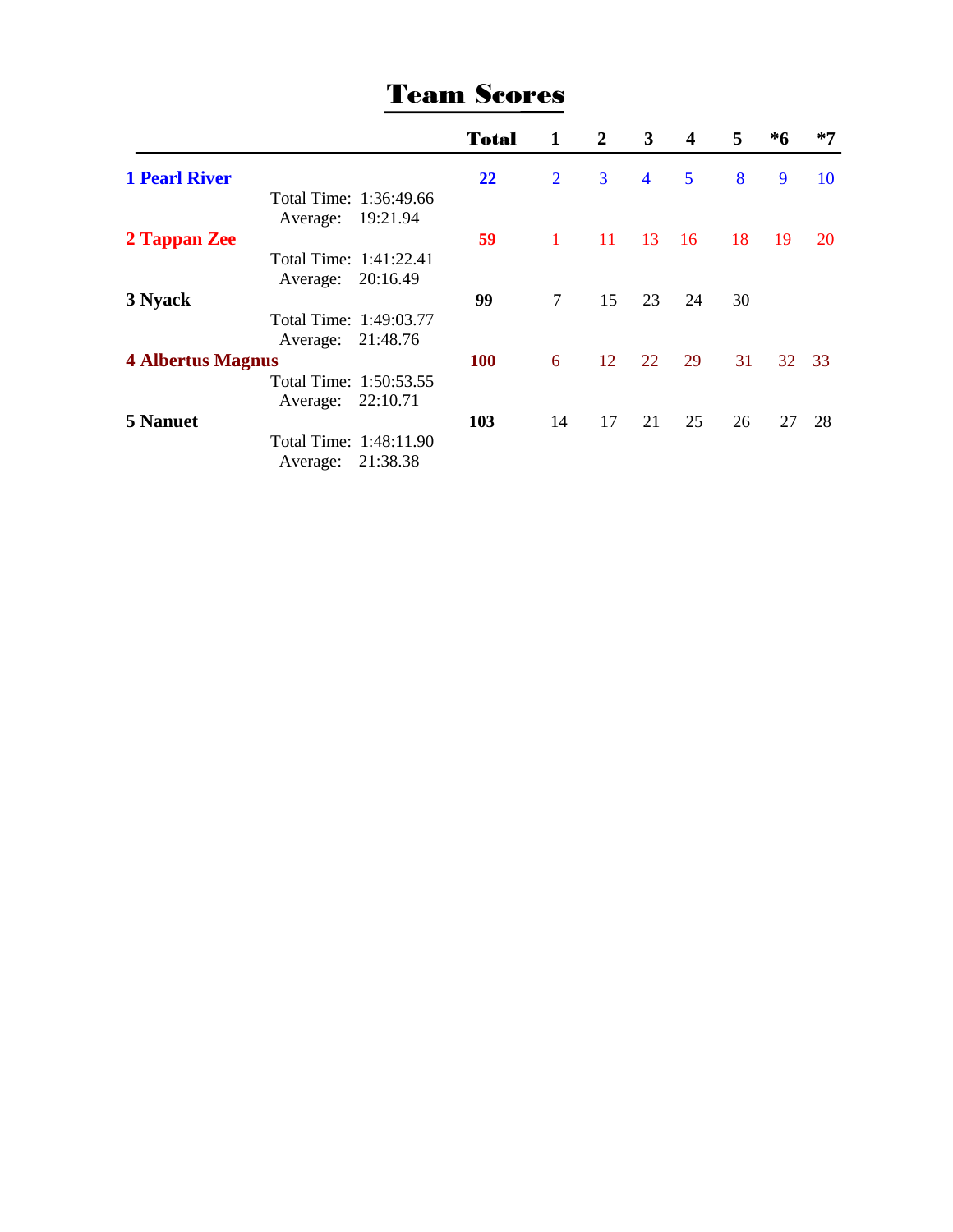# Team Scores

| | Total | 1 | 2 | 3 | 4 | 5 | *6 | *7 |
|---|---|---|---|---|---|---|---|---|
| **1 Pearl River** | **22** | 2 | 3 | 4 | 5 | 8 | 9 | 10 |
| Total Time: 1:36:49.66<br>Average: 19:21.94 | | | | | | | | |
| **2 Tappan Zee** | **59** | 1 | 11 | 13 | 16 | 18 | 19 | 20 |
| Total Time: 1:41:22.41<br>Average: 20:16.49 | | | | | | | | |
| **3 Nyack** | **99** | 7 | 15 | 23 | 24 | 30 | | |
| Total Time: 1:49:03.77<br>Average: 21:48.76 | | | | | | | | |
| **4 Albertus Magnus** | **100** | 6 | 12 | 22 | 29 | 31 | 32 | 33 |
| Total Time: 1:50:53.55<br>Average: 22:10.71 | | | | | | | | |
| **5 Nanuet** | **103** | 14 | 17 | 21 | 25 | 26 | 27 | 28 |
| Total Time: 1:48:11.90<br>Average: 21:38.38 | | | | | | | | |